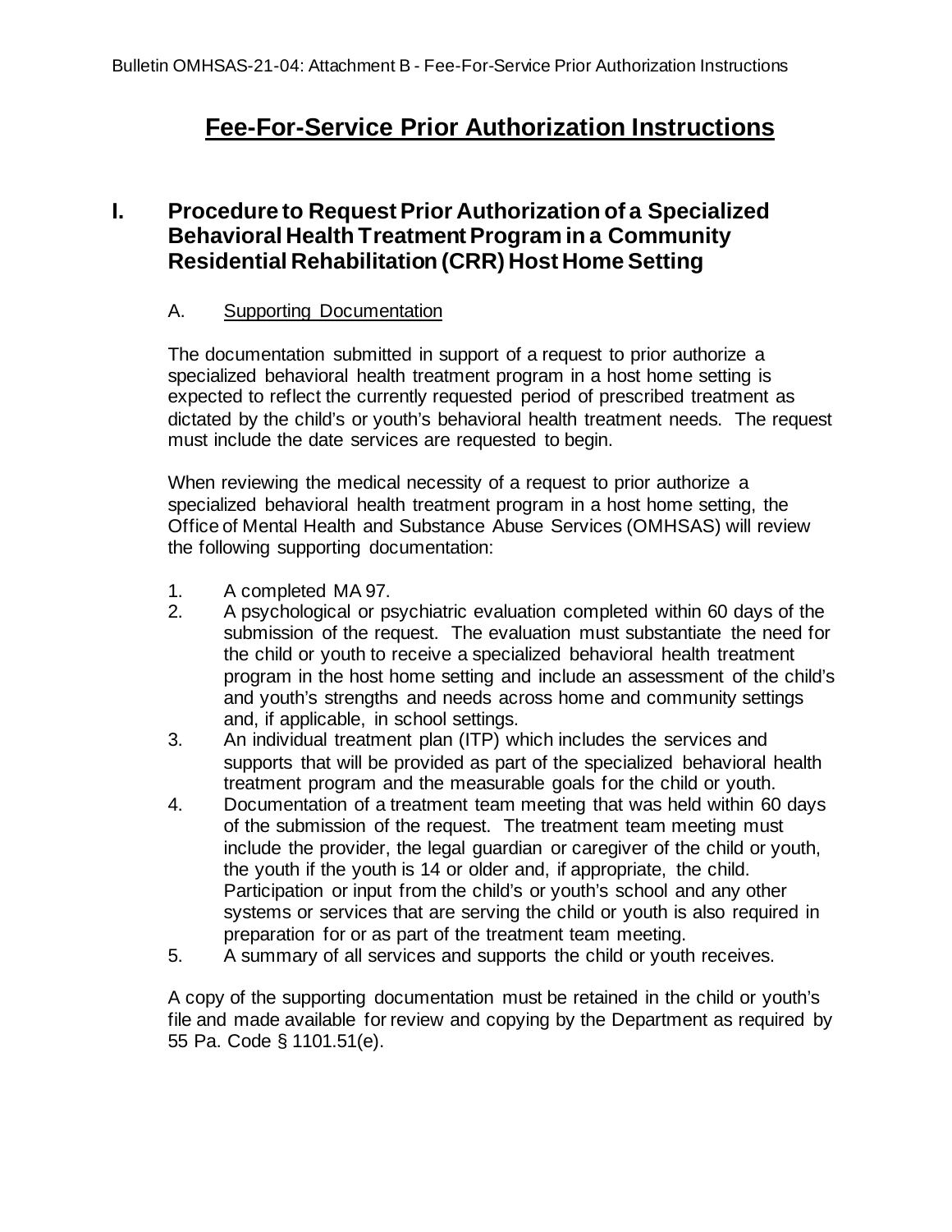# Fee-For-Service Prior Authorization Instructions

## I. Procedure to Request Prior Authorization of a Specialized Behavioral Health Treatment Program in a Community Residential Rehabilitation (CRR) Host Home Setting

### A. Supporting Documentation

The documentation submitted in support of a request to prior authorize a specialized behavioral health treatment program in a host home setting is expected to reflect the currently requested period of prescribed treatment as dictated by the child's or youth's behavioral health treatment needs. The request must include the date services are requested to begin.

When reviewing the medical necessity of a request to prior authorize a specialized behavioral health treatment program in a host home setting, the Office of Mental Health and Substance Abuse Services (OMHSAS) will review the following supporting documentation:

1. A completed MA 97.
2. A psychological or psychiatric evaluation completed within 60 days of the submission of the request. The evaluation must substantiate the need for the child or youth to receive a specialized behavioral health treatment program in the host home setting and include an assessment of the child's and youth's strengths and needs across home and community settings and, if applicable, in school settings.
3. An individual treatment plan (ITP) which includes the services and supports that will be provided as part of the specialized behavioral health treatment program and the measurable goals for the child or youth.
4. Documentation of a treatment team meeting that was held within 60 days of the submission of the request. The treatment team meeting must include the provider, the legal guardian or caregiver of the child or youth, the youth if the youth is 14 or older and, if appropriate, the child. Participation or input from the child's or youth's school and any other systems or services that are serving the child or youth is also required in preparation for or as part of the treatment team meeting.
5. A summary of all services and supports the child or youth receives.

A copy of the supporting documentation must be retained in the child or youth's file and made available for review and copying by the Department as required by 55 Pa. Code § 1101.51(e).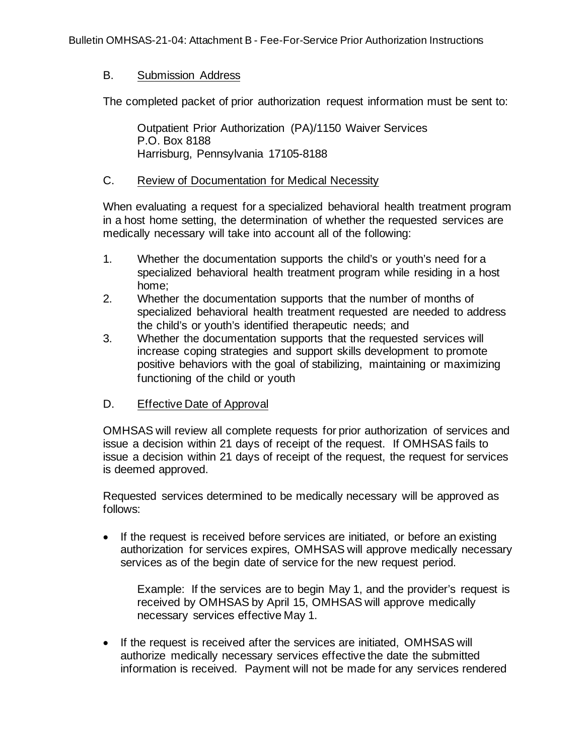## B. Submission Address

The completed packet of prior authorization request information must be sent to:

> Outpatient Prior Authorization (PA)/1150 Waiver Services
> P.O. Box 8188
> Harrisburg, Pennsylvania 17105-8188

## C. Review of Documentation for Medical Necessity

When evaluating a request for a specialized behavioral health treatment program in a host home setting, the determination of whether the requested services are medically necessary will take into account all of the following:

1. Whether the documentation supports the child's or youth's need for a specialized behavioral health treatment program while residing in a host home;
2. Whether the documentation supports that the number of months of specialized behavioral health treatment requested are needed to address the child's or youth's identified therapeutic needs; and
3. Whether the documentation supports that the requested services will increase coping strategies and support skills development to promote positive behaviors with the goal of stabilizing, maintaining or maximizing functioning of the child or youth

## D. Effective Date of Approval

OMHSAS will review all complete requests for prior authorization of services and issue a decision within 21 days of receipt of the request. If OMHSAS fails to issue a decision within 21 days of receipt of the request, the request for services is deemed approved.

Requested services determined to be medically necessary will be approved as follows:

- If the request is received before services are initiated, or before an existing authorization for services expires, OMHSAS will approve medically necessary services as of the begin date of service for the new request period.

  Example: If the services are to begin May 1, and the provider's request is received by OMHSAS by April 15, OMHSAS will approve medically necessary services effective May 1.

- If the request is received after the services are initiated, OMHSAS will authorize medically necessary services effective the date the submitted information is received. Payment will not be made for any services rendered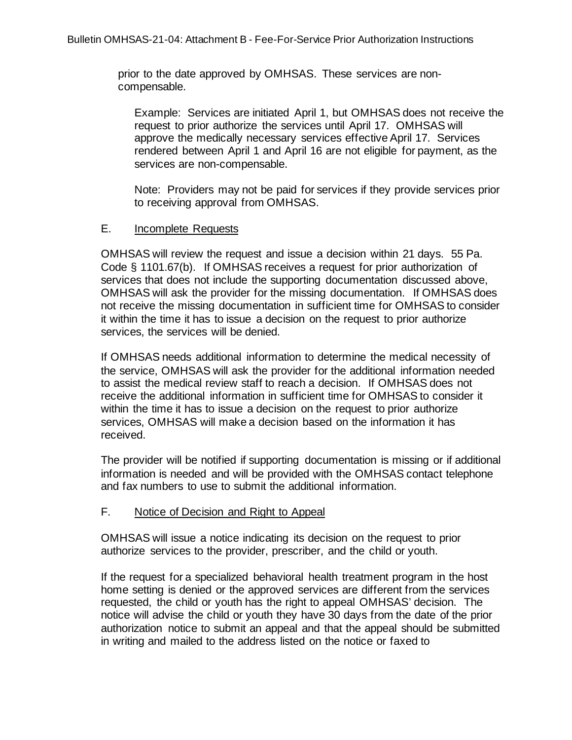prior to the date approved by OMHSAS. These services are non-compensable.

Example: Services are initiated April 1, but OMHSAS does not receive the request to prior authorize the services until April 17. OMHSAS will approve the medically necessary services effective April 17. Services rendered between April 1 and April 16 are not eligible for payment, as the services are non-compensable.

Note: Providers may not be paid for services if they provide services prior to receiving approval from OMHSAS.

E. Incomplete Requests

OMHSAS will review the request and issue a decision within 21 days. 55 Pa. Code § 1101.67(b). If OMHSAS receives a request for prior authorization of services that does not include the supporting documentation discussed above, OMHSAS will ask the provider for the missing documentation. If OMHSAS does not receive the missing documentation in sufficient time for OMHSAS to consider it within the time it has to issue a decision on the request to prior authorize services, the services will be denied.

If OMHSAS needs additional information to determine the medical necessity of the service, OMHSAS will ask the provider for the additional information needed to assist the medical review staff to reach a decision. If OMHSAS does not receive the additional information in sufficient time for OMHSAS to consider it within the time it has to issue a decision on the request to prior authorize services, OMHSAS will make a decision based on the information it has received.

The provider will be notified if supporting documentation is missing or if additional information is needed and will be provided with the OMHSAS contact telephone and fax numbers to use to submit the additional information.

F. Notice of Decision and Right to Appeal

OMHSAS will issue a notice indicating its decision on the request to prior authorize services to the provider, prescriber, and the child or youth.

If the request for a specialized behavioral health treatment program in the host home setting is denied or the approved services are different from the services requested, the child or youth has the right to appeal OMHSAS' decision. The notice will advise the child or youth they have 30 days from the date of the prior authorization notice to submit an appeal and that the appeal should be submitted in writing and mailed to the address listed on the notice or faxed to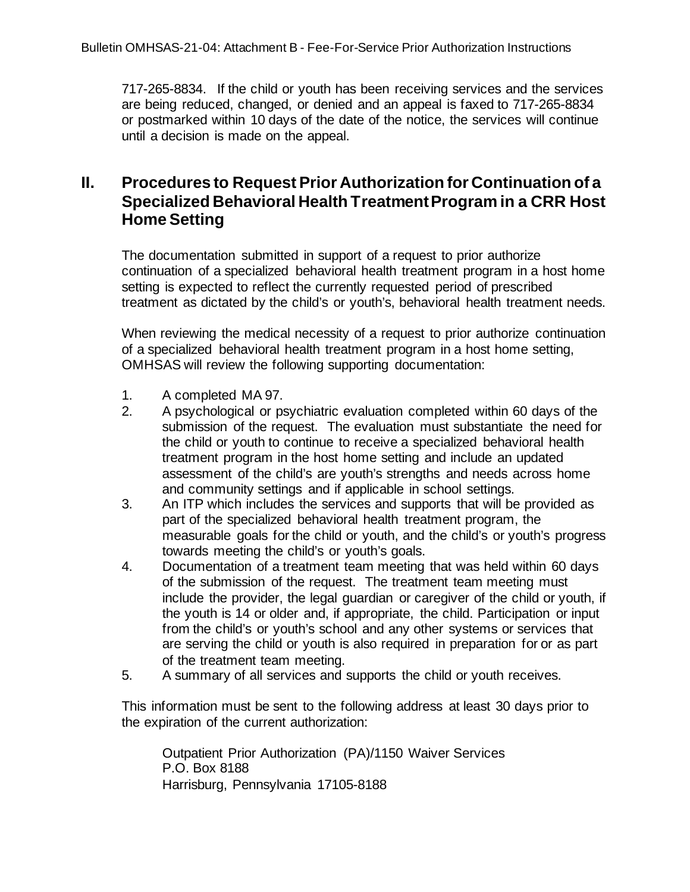717-265-8834. If the child or youth has been receiving services and the services are being reduced, changed, or denied and an appeal is faxed to 717-265-8834 or postmarked within 10 days of the date of the notice, the services will continue until a decision is made on the appeal.

## II. Procedures to Request Prior Authorization for Continuation of a Specialized Behavioral Health Treatment Program in a CRR Host Home Setting

The documentation submitted in support of a request to prior authorize continuation of a specialized behavioral health treatment program in a host home setting is expected to reflect the currently requested period of prescribed treatment as dictated by the child's or youth's, behavioral health treatment needs.

When reviewing the medical necessity of a request to prior authorize continuation of a specialized behavioral health treatment program in a host home setting, OMHSAS will review the following supporting documentation:

1. A completed MA 97.
2. A psychological or psychiatric evaluation completed within 60 days of the submission of the request. The evaluation must substantiate the need for the child or youth to continue to receive a specialized behavioral health treatment program in the host home setting and include an updated assessment of the child's are youth's strengths and needs across home and community settings and if applicable in school settings.
3. An ITP which includes the services and supports that will be provided as part of the specialized behavioral health treatment program, the measurable goals for the child or youth, and the child's or youth's progress towards meeting the child's or youth's goals.
4. Documentation of a treatment team meeting that was held within 60 days of the submission of the request. The treatment team meeting must include the provider, the legal guardian or caregiver of the child or youth, if the youth is 14 or older and, if appropriate, the child. Participation or input from the child's or youth's school and any other systems or services that are serving the child or youth is also required in preparation for or as part of the treatment team meeting.
5. A summary of all services and supports the child or youth receives.

This information must be sent to the following address at least 30 days prior to the expiration of the current authorization:

Outpatient Prior Authorization (PA)/1150 Waiver Services
P.O. Box 8188
Harrisburg, Pennsylvania 17105-8188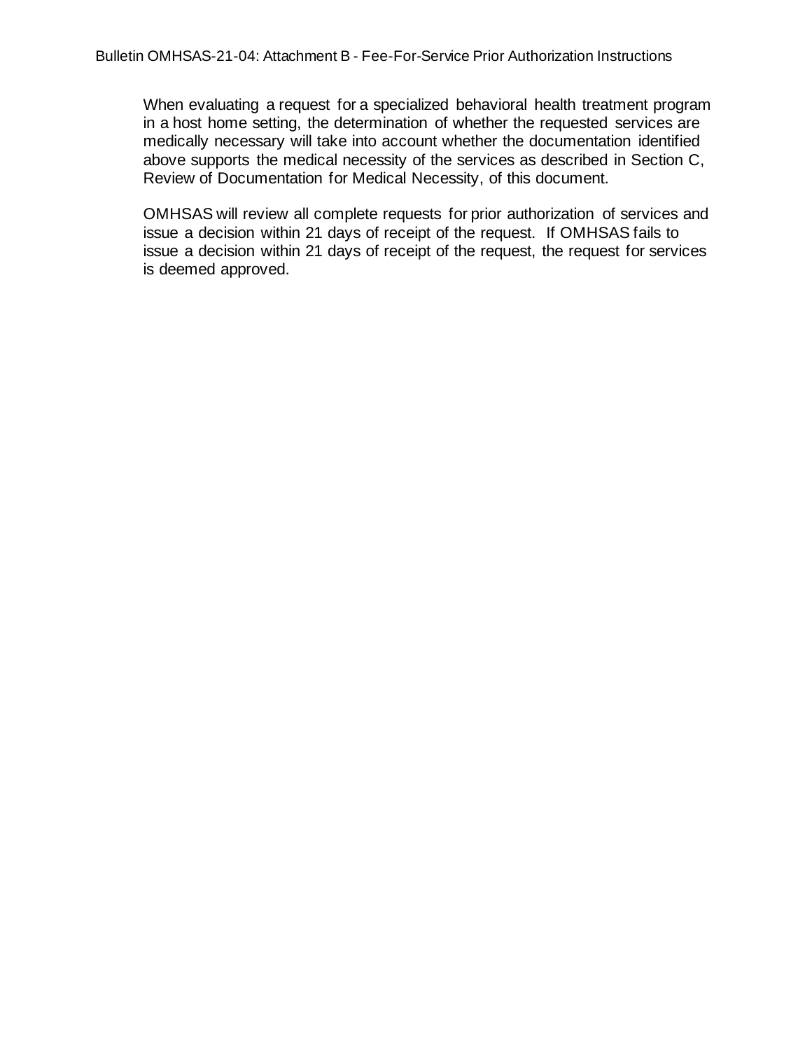When evaluating a request for a specialized behavioral health treatment program in a host home setting, the determination of whether the requested services are medically necessary will take into account whether the documentation identified above supports the medical necessity of the services as described in Section C, Review of Documentation for Medical Necessity, of this document.

OMHSAS will review all complete requests for prior authorization of services and issue a decision within 21 days of receipt of the request. If OMHSAS fails to issue a decision within 21 days of receipt of the request, the request for services is deemed approved.